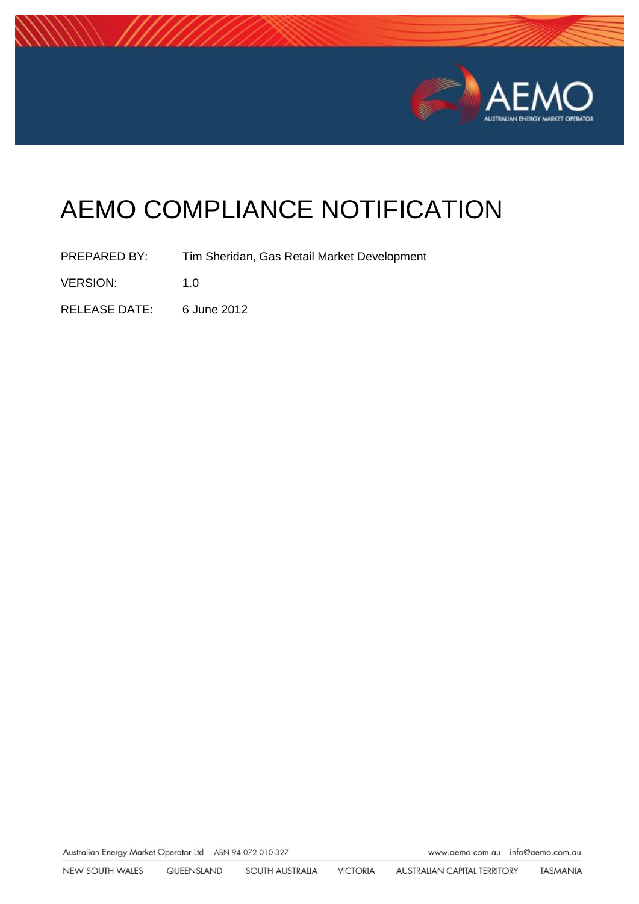# AEMO COMPLIANCE NOTIFICATION

PREPARED BY: Tim Sheridan, Gas Retail Market Development

VERSION: 1.0

RELEASE DATE: 6 June 2012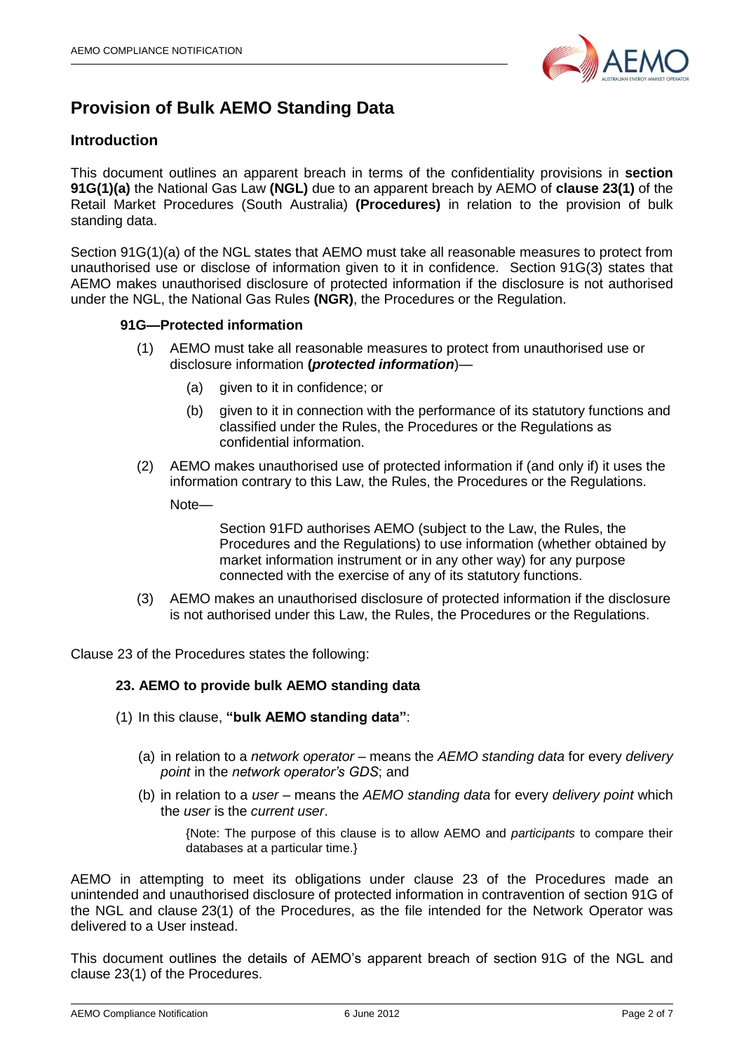# Provision of Bulk AEMO Standing Data

## Introduction

This document outlines an apparent breach in terms of the confidentiality provisions in **section 91G(1)(a)** the National Gas Law **(NGL)** due to an apparent breach by AEMO of **clause 23(1)** of the Retail Market Procedures (South Australia) **(Procedures)** in relation to the provision of bulk standing data.

Section 91G(1)(a) of the NGL states that AEMO must take all reasonable measures to protect from unauthorised use or disclose of information given to it in confidence. Section 91G(3) states that AEMO makes unauthorised disclosure of protected information if the disclosure is not authorised under the NGL, the National Gas Rules **(NGR)**, the Procedures or the Regulation.

**91G—Protected information**

(1) AEMO must take all reasonable measures to protect from unauthorised use or disclosure information **(*protected information*)**—

  (a) given to it in confidence; or

  (b) given to it in connection with the performance of its statutory functions and classified under the Rules, the Procedures or the Regulations as confidential information.

(2) AEMO makes unauthorised use of protected information if (and only if) it uses the information contrary to this Law, the Rules, the Procedures or the Regulations.

Note—

> Section 91FD authorises AEMO (subject to the Law, the Rules, the Procedures and the Regulations) to use information (whether obtained by market information instrument or in any other way) for any purpose connected with the exercise of any of its statutory functions.

(3) AEMO makes an unauthorised disclosure of protected information if the disclosure is not authorised under this Law, the Rules, the Procedures or the Regulations.

Clause 23 of the Procedures states the following:

**23. AEMO to provide bulk AEMO standing data**

(1) In this clause, **"bulk AEMO standing data"**:

  (a) in relation to a *network operator* – means the *AEMO standing data* for every *delivery point* in the *network operator's GDS*; and

  (b) in relation to a *user* – means the *AEMO standing data* for every *delivery point* which the *user* is the *current user*.

> {Note: The purpose of this clause is to allow AEMO and *participants* to compare their databases at a particular time.}

AEMO in attempting to meet its obligations under clause 23 of the Procedures made an unintended and unauthorised disclosure of protected information in contravention of section 91G of the NGL and clause 23(1) of the Procedures, as the file intended for the Network Operator was delivered to a User instead.

This document outlines the details of AEMO's apparent breach of section 91G of the NGL and clause 23(1) of the Procedures.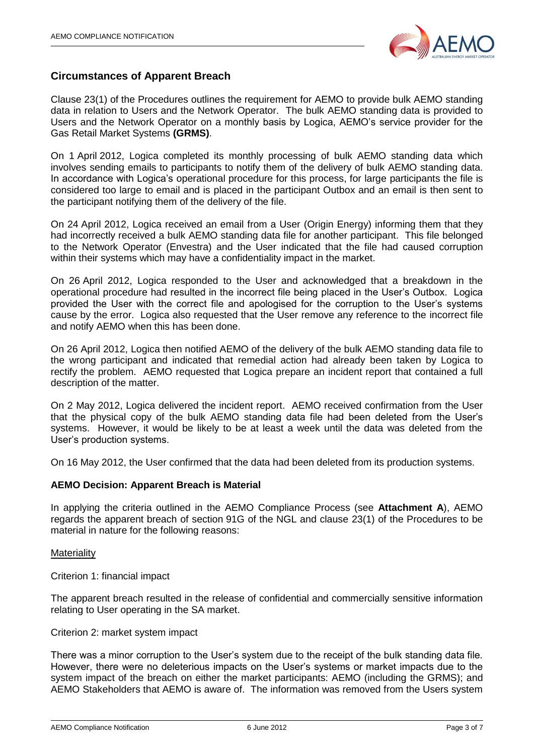## Circumstances of Apparent Breach

Clause 23(1) of the Procedures outlines the requirement for AEMO to provide bulk AEMO standing data in relation to Users and the Network Operator. The bulk AEMO standing data is provided to Users and the Network Operator on a monthly basis by Logica, AEMO's service provider for the Gas Retail Market Systems **(GRMS)**.

On 1 April 2012, Logica completed its monthly processing of bulk AEMO standing data which involves sending emails to participants to notify them of the delivery of bulk AEMO standing data. In accordance with Logica's operational procedure for this process, for large participants the file is considered too large to email and is placed in the participant Outbox and an email is then sent to the participant notifying them of the delivery of the file.

On 24 April 2012, Logica received an email from a User (Origin Energy) informing them that they had incorrectly received a bulk AEMO standing data file for another participant. This file belonged to the Network Operator (Envestra) and the User indicated that the file had caused corruption within their systems which may have a confidentiality impact in the market.

On 26 April 2012, Logica responded to the User and acknowledged that a breakdown in the operational procedure had resulted in the incorrect file being placed in the User's Outbox. Logica provided the User with the correct file and apologised for the corruption to the User's systems cause by the error. Logica also requested that the User remove any reference to the incorrect file and notify AEMO when this has been done.

On 26 April 2012, Logica then notified AEMO of the delivery of the bulk AEMO standing data file to the wrong participant and indicated that remedial action had already been taken by Logica to rectify the problem. AEMO requested that Logica prepare an incident report that contained a full description of the matter.

On 2 May 2012, Logica delivered the incident report. AEMO received confirmation from the User that the physical copy of the bulk AEMO standing data file had been deleted from the User's systems. However, it would be likely to be at least a week until the data was deleted from the User's production systems.

On 16 May 2012, the User confirmed that the data had been deleted from its production systems.

### AEMO Decision: Apparent Breach is Material

In applying the criteria outlined in the AEMO Compliance Process (see **Attachment A**), AEMO regards the apparent breach of section 91G of the NGL and clause 23(1) of the Procedures to be material in nature for the following reasons:

Materiality

Criterion 1: financial impact

The apparent breach resulted in the release of confidential and commercially sensitive information relating to User operating in the SA market.

Criterion 2: market system impact

There was a minor corruption to the User's system due to the receipt of the bulk standing data file. However, there were no deleterious impacts on the User's systems or market impacts due to the system impact of the breach on either the market participants: AEMO (including the GRMS); and AEMO Stakeholders that AEMO is aware of. The information was removed from the Users system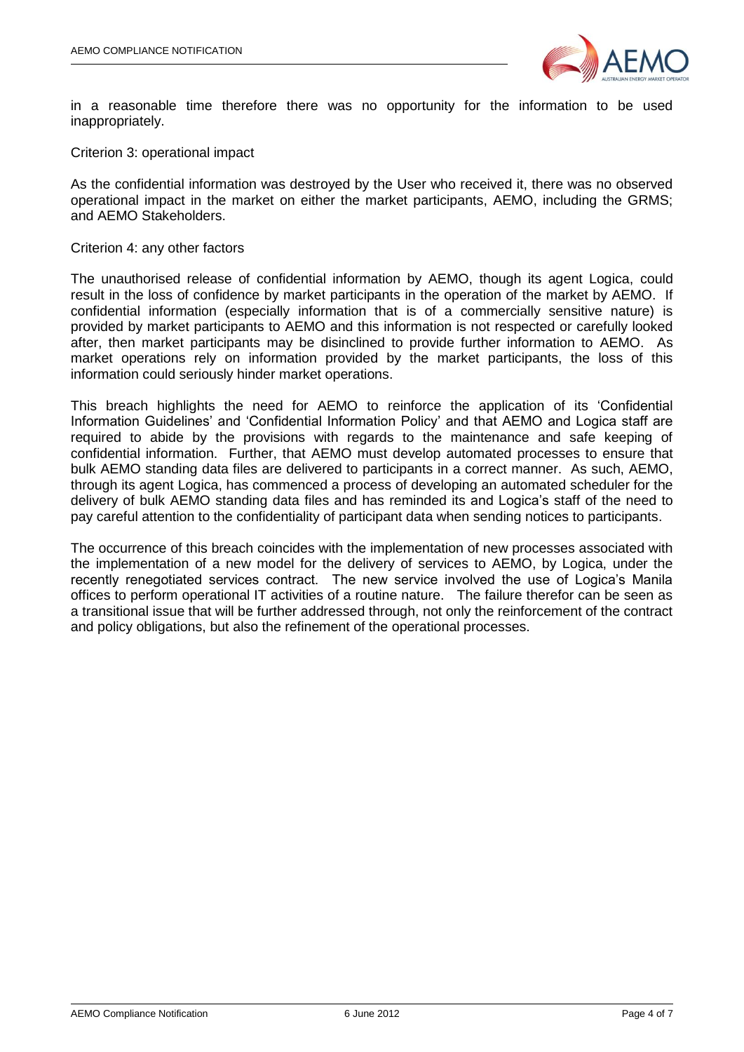in a reasonable time therefore there was no opportunity for the information to be used inappropriately.

Criterion 3: operational impact

As the confidential information was destroyed by the User who received it, there was no observed operational impact in the market on either the market participants, AEMO, including the GRMS; and AEMO Stakeholders.

Criterion 4: any other factors

The unauthorised release of confidential information by AEMO, though its agent Logica, could result in the loss of confidence by market participants in the operation of the market by AEMO. If confidential information (especially information that is of a commercially sensitive nature) is provided by market participants to AEMO and this information is not respected or carefully looked after, then market participants may be disinclined to provide further information to AEMO. As market operations rely on information provided by the market participants, the loss of this information could seriously hinder market operations.

This breach highlights the need for AEMO to reinforce the application of its 'Confidential Information Guidelines' and 'Confidential Information Policy' and that AEMO and Logica staff are required to abide by the provisions with regards to the maintenance and safe keeping of confidential information. Further, that AEMO must develop automated processes to ensure that bulk AEMO standing data files are delivered to participants in a correct manner. As such, AEMO, through its agent Logica, has commenced a process of developing an automated scheduler for the delivery of bulk AEMO standing data files and has reminded its and Logica's staff of the need to pay careful attention to the confidentiality of participant data when sending notices to participants.

The occurrence of this breach coincides with the implementation of new processes associated with the implementation of a new model for the delivery of services to AEMO, by Logica, under the recently renegotiated services contract. The new service involved the use of Logica's Manila offices to perform operational IT activities of a routine nature. The failure therefor can be seen as a transitional issue that will be further addressed through, not only the reinforcement of the contract and policy obligations, but also the refinement of the operational processes.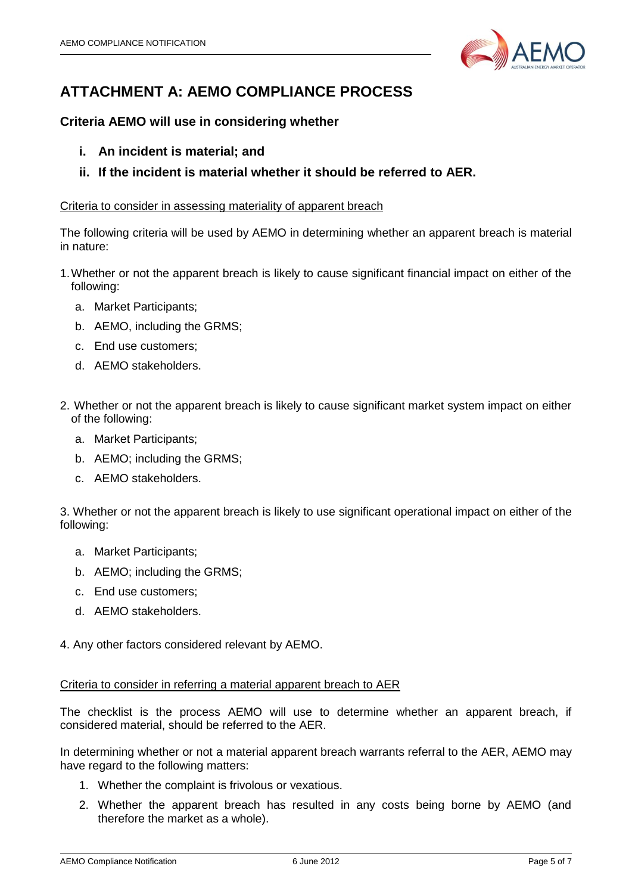# ATTACHMENT A: AEMO COMPLIANCE PROCESS

### Criteria AEMO will use in considering whether

- **i. An incident is material; and**
- **ii. If the incident is material whether it should be referred to AER.**

<u>Criteria to consider in assessing materiality of apparent breach</u>

The following criteria will be used by AEMO in determining whether an apparent breach is material in nature:

1. Whether or not the apparent breach is likely to cause significant financial impact on either of the following:
   a. Market Participants;
   b. AEMO, including the GRMS;
   c. End use customers;
   d. AEMO stakeholders.

2. Whether or not the apparent breach is likely to cause significant market system impact on either of the following:
   a. Market Participants;
   b. AEMO; including the GRMS;
   c. AEMO stakeholders.

3. Whether or not the apparent breach is likely to use significant operational impact on either of the following:
   a. Market Participants;
   b. AEMO; including the GRMS;
   c. End use customers;
   d. AEMO stakeholders.

4. Any other factors considered relevant by AEMO.

<u>Criteria to consider in referring a material apparent breach to AER</u>

The checklist is the process AEMO will use to determine whether an apparent breach, if considered material, should be referred to the AER.

In determining whether or not a material apparent breach warrants referral to the AER, AEMO may have regard to the following matters:

1. Whether the complaint is frivolous or vexatious.
2. Whether the apparent breach has resulted in any costs being borne by AEMO (and therefore the market as a whole).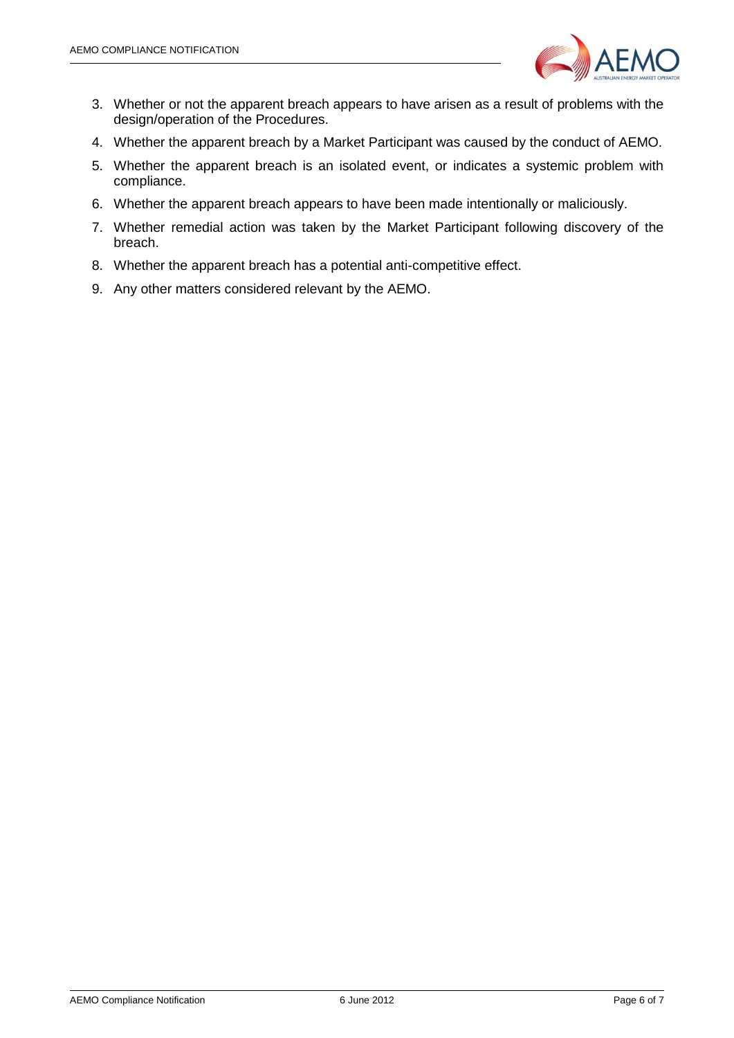3. Whether or not the apparent breach appears to have arisen as a result of problems with the design/operation of the Procedures.
4. Whether the apparent breach by a Market Participant was caused by the conduct of AEMO.
5. Whether the apparent breach is an isolated event, or indicates a systemic problem with compliance.
6. Whether the apparent breach appears to have been made intentionally or maliciously.
7. Whether remedial action was taken by the Market Participant following discovery of the breach.
8. Whether the apparent breach has a potential anti-competitive effect.
9. Any other matters considered relevant by the AEMO.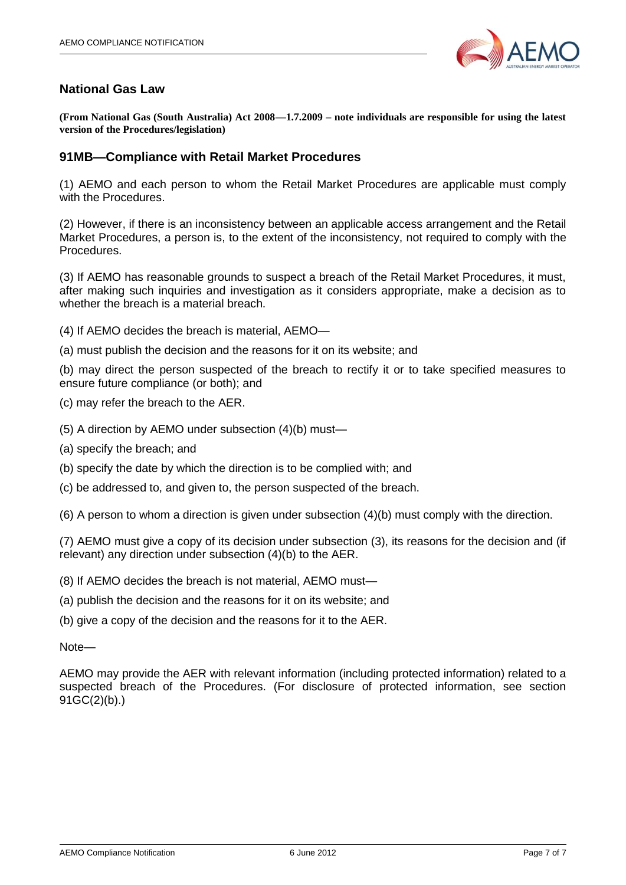## National Gas Law

**(From National Gas (South Australia) Act 2008—1.7.2009 – note individuals are responsible for using the latest version of the Procedures/legislation)**

## 91MB—Compliance with Retail Market Procedures

(1) AEMO and each person to whom the Retail Market Procedures are applicable must comply with the Procedures.

(2) However, if there is an inconsistency between an applicable access arrangement and the Retail Market Procedures, a person is, to the extent of the inconsistency, not required to comply with the Procedures.

(3) If AEMO has reasonable grounds to suspect a breach of the Retail Market Procedures, it must, after making such inquiries and investigation as it considers appropriate, make a decision as to whether the breach is a material breach.

(4) If AEMO decides the breach is material, AEMO—

(a) must publish the decision and the reasons for it on its website; and

(b) may direct the person suspected of the breach to rectify it or to take specified measures to ensure future compliance (or both); and

(c) may refer the breach to the AER.

(5) A direction by AEMO under subsection (4)(b) must—

(a) specify the breach; and

(b) specify the date by which the direction is to be complied with; and

(c) be addressed to, and given to, the person suspected of the breach.

(6) A person to whom a direction is given under subsection (4)(b) must comply with the direction.

(7) AEMO must give a copy of its decision under subsection (3), its reasons for the decision and (if relevant) any direction under subsection (4)(b) to the AER.

(8) If AEMO decides the breach is not material, AEMO must—

(a) publish the decision and the reasons for it on its website; and

(b) give a copy of the decision and the reasons for it to the AER.

Note—

AEMO may provide the AER with relevant information (including protected information) related to a suspected breach of the Procedures. (For disclosure of protected information, see section 91GC(2)(b).)